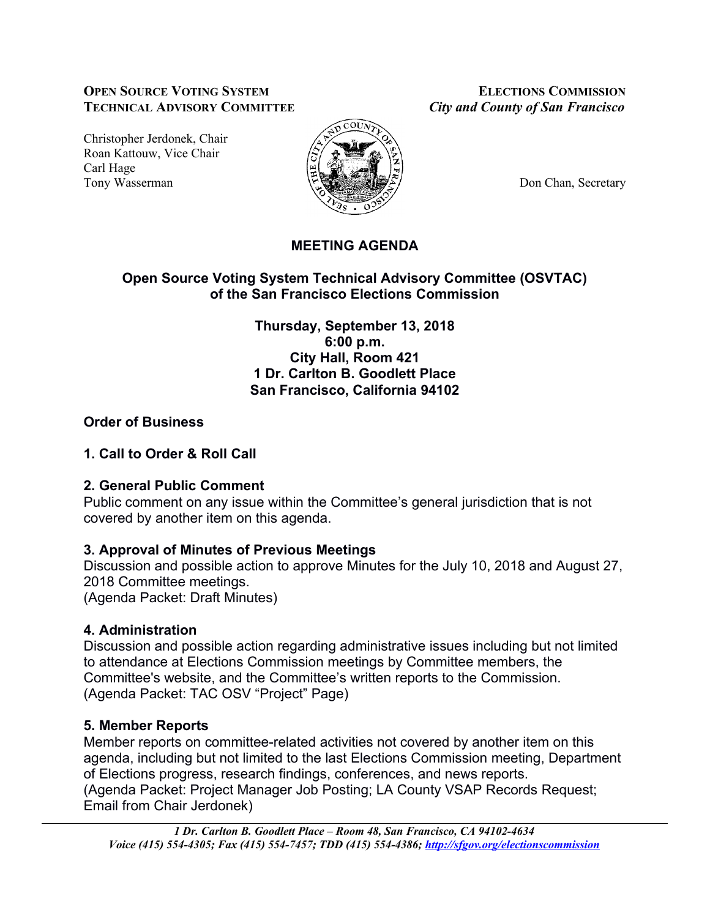**Open Source Voting System**
**Technical Advisory Committee**

Christopher Jerdonek, Chair
Roan Kattouw, Vice Chair
Carl Hage
Tony Wasserman

**Elections Commission**
*City and County of San Francisco*

Don Chan, Secretary

# MEETING AGENDA

## Open Source Voting System Technical Advisory Committee (OSVTAC) of the San Francisco Elections Commission

**Thursday, September 13, 2018**
**6:00 p.m.**
**City Hall, Room 421**
**1 Dr. Carlton B. Goodlett Place**
**San Francisco, California 94102**

### Order of Business

### 1. Call to Order & Roll Call

### 2. General Public Comment

Public comment on any issue within the Committee's general jurisdiction that is not covered by another item on this agenda.

### 3. Approval of Minutes of Previous Meetings

Discussion and possible action to approve Minutes for the July 10, 2018 and August 27, 2018 Committee meetings.
(Agenda Packet: Draft Minutes)

### 4. Administration

Discussion and possible action regarding administrative issues including but not limited to attendance at Elections Commission meetings by Committee members, the Committee's website, and the Committee's written reports to the Commission.
(Agenda Packet: TAC OSV "Project" Page)

### 5. Member Reports

Member reports on committee-related activities not covered by another item on this agenda, including but not limited to the last Elections Commission meeting, Department of Elections progress, research findings, conferences, and news reports.
(Agenda Packet: Project Manager Job Posting; LA County VSAP Records Request; Email from Chair Jerdonek)

*1 Dr. Carlton B. Goodlett Place – Room 48, San Francisco, CA 94102-4634*
*Voice (415) 554-4305; Fax (415) 554-7457; TDD (415) 554-4386; http://sfgov.org/electionscommission*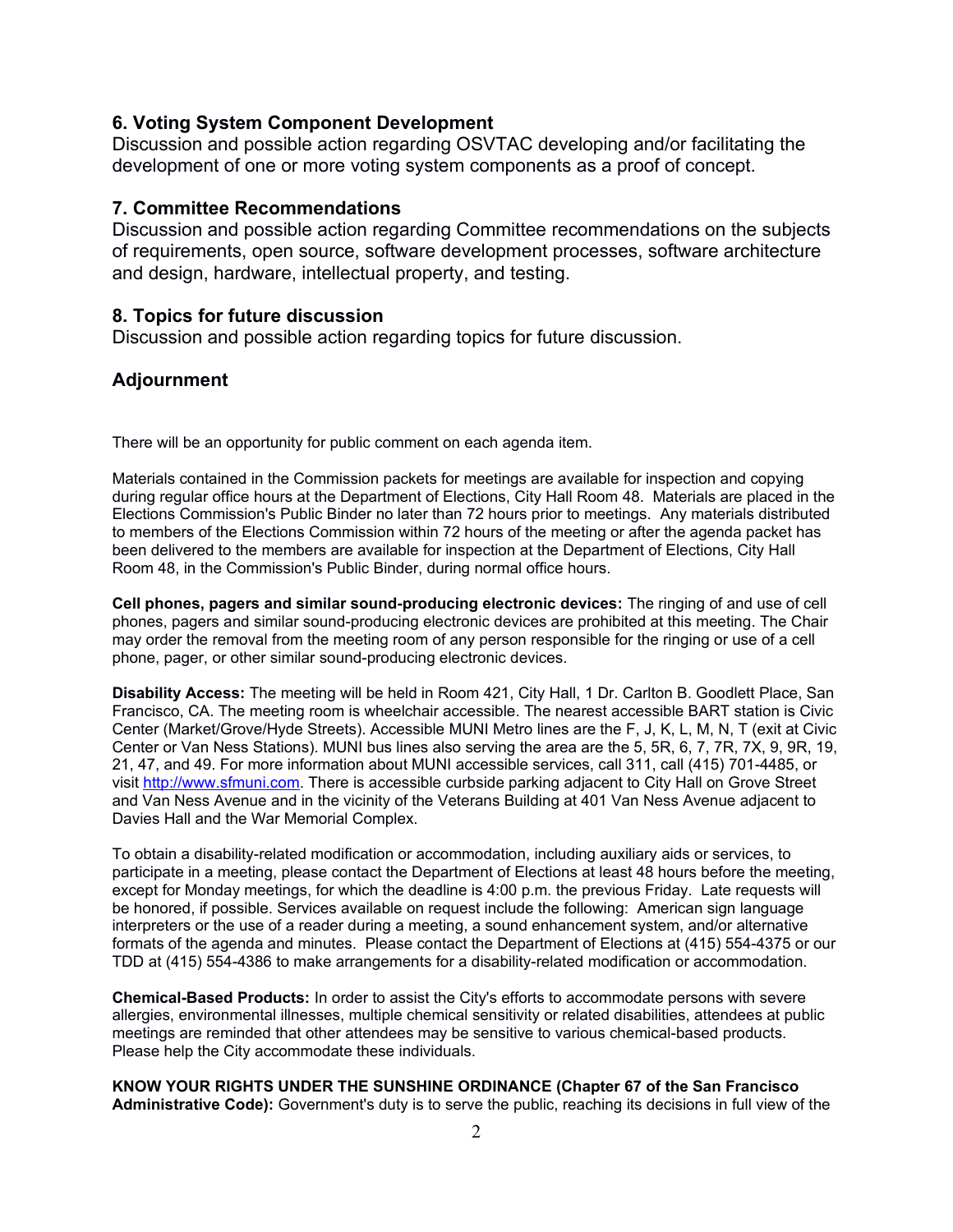### 6. Voting System Component Development

Discussion and possible action regarding OSVTAC developing and/or facilitating the development of one or more voting system components as a proof of concept.

### 7. Committee Recommendations

Discussion and possible action regarding Committee recommendations on the subjects of requirements, open source, software development processes, software architecture and design, hardware, intellectual property, and testing.

### 8. Topics for future discussion

Discussion and possible action regarding topics for future discussion.

### Adjournment

There will be an opportunity for public comment on each agenda item.

Materials contained in the Commission packets for meetings are available for inspection and copying during regular office hours at the Department of Elections, City Hall Room 48. Materials are placed in the Elections Commission's Public Binder no later than 72 hours prior to meetings. Any materials distributed to members of the Elections Commission within 72 hours of the meeting or after the agenda packet has been delivered to the members are available for inspection at the Department of Elections, City Hall Room 48, in the Commission's Public Binder, during normal office hours.

**Cell phones, pagers and similar sound-producing electronic devices:** The ringing of and use of cell phones, pagers and similar sound-producing electronic devices are prohibited at this meeting. The Chair may order the removal from the meeting room of any person responsible for the ringing or use of a cell phone, pager, or other similar sound-producing electronic devices.

**Disability Access:** The meeting will be held in Room 421, City Hall, 1 Dr. Carlton B. Goodlett Place, San Francisco, CA. The meeting room is wheelchair accessible. The nearest accessible BART station is Civic Center (Market/Grove/Hyde Streets). Accessible MUNI Metro lines are the F, J, K, L, M, N, T (exit at Civic Center or Van Ness Stations). MUNI bus lines also serving the area are the 5, 5R, 6, 7, 7R, 7X, 9, 9R, 19, 21, 47, and 49. For more information about MUNI accessible services, call 311, call (415) 701-4485, or visit [http://www.sfmuni.com](http://www.sfmuni.com). There is accessible curbside parking adjacent to City Hall on Grove Street and Van Ness Avenue and in the vicinity of the Veterans Building at 401 Van Ness Avenue adjacent to Davies Hall and the War Memorial Complex.

To obtain a disability-related modification or accommodation, including auxiliary aids or services, to participate in a meeting, please contact the Department of Elections at least 48 hours before the meeting, except for Monday meetings, for which the deadline is 4:00 p.m. the previous Friday. Late requests will be honored, if possible. Services available on request include the following: American sign language interpreters or the use of a reader during a meeting, a sound enhancement system, and/or alternative formats of the agenda and minutes. Please contact the Department of Elections at (415) 554-4375 or our TDD at (415) 554-4386 to make arrangements for a disability-related modification or accommodation.

**Chemical-Based Products:** In order to assist the City's efforts to accommodate persons with severe allergies, environmental illnesses, multiple chemical sensitivity or related disabilities, attendees at public meetings are reminded that other attendees may be sensitive to various chemical-based products. Please help the City accommodate these individuals.

**KNOW YOUR RIGHTS UNDER THE SUNSHINE ORDINANCE (Chapter 67 of the San Francisco Administrative Code):** Government's duty is to serve the public, reaching its decisions in full view of the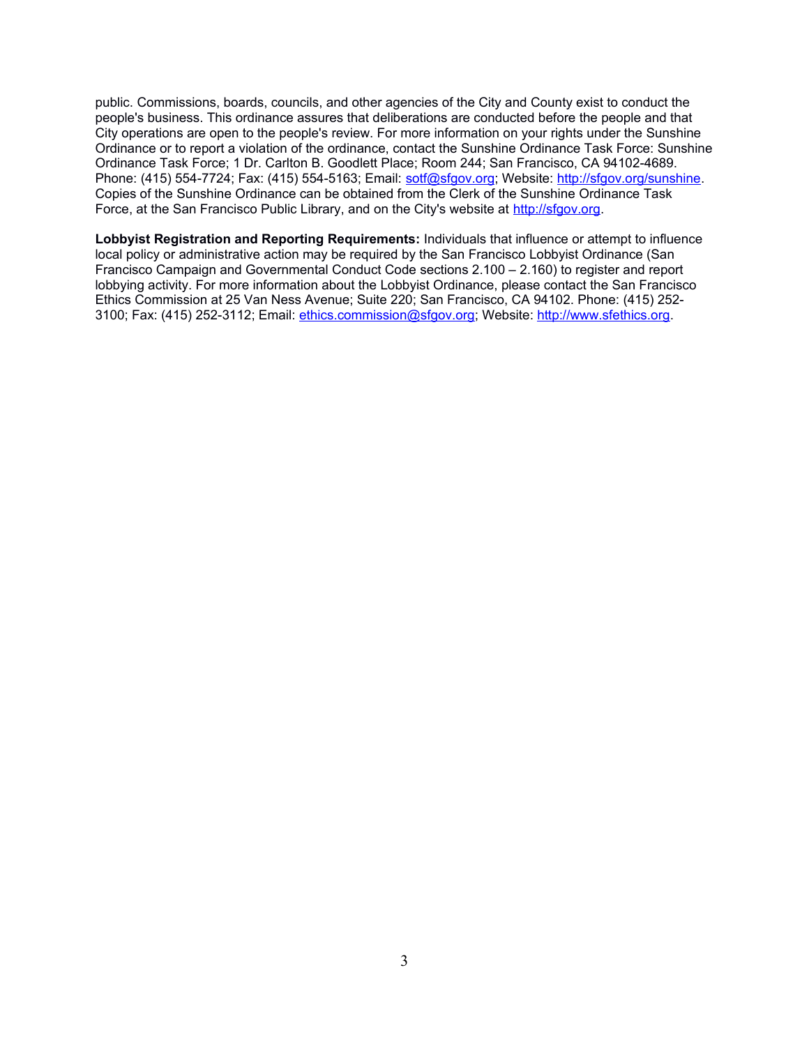public. Commissions, boards, councils, and other agencies of the City and County exist to conduct the people's business. This ordinance assures that deliberations are conducted before the people and that City operations are open to the people's review. For more information on your rights under the Sunshine Ordinance or to report a violation of the ordinance, contact the Sunshine Ordinance Task Force: Sunshine Ordinance Task Force; 1 Dr. Carlton B. Goodlett Place; Room 244; San Francisco, CA 94102-4689. Phone: (415) 554-7724; Fax: (415) 554-5163; Email: sotf@sfgov.org; Website: http://sfgov.org/sunshine. Copies of the Sunshine Ordinance can be obtained from the Clerk of the Sunshine Ordinance Task Force, at the San Francisco Public Library, and on the City's website at http://sfgov.org.

**Lobbyist Registration and Reporting Requirements:** Individuals that influence or attempt to influence local policy or administrative action may be required by the San Francisco Lobbyist Ordinance (San Francisco Campaign and Governmental Conduct Code sections 2.100 – 2.160) to register and report lobbying activity. For more information about the Lobbyist Ordinance, please contact the San Francisco Ethics Commission at 25 Van Ness Avenue; Suite 220; San Francisco, CA 94102. Phone: (415) 252-3100; Fax: (415) 252-3112; Email: ethics.commission@sfgov.org; Website: http://www.sfethics.org.